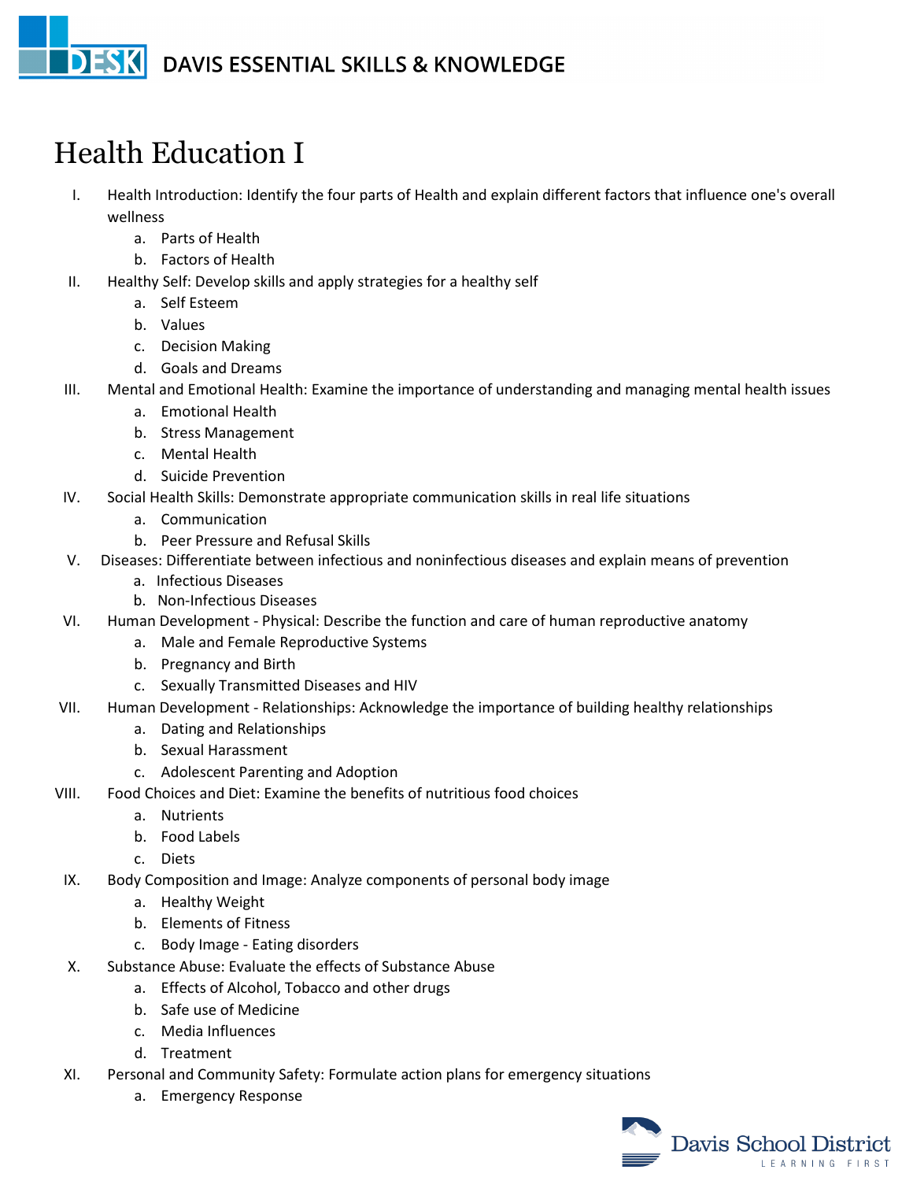# Health Education I

I. Health Introduction: Identify the four parts of Health and explain different factors that influence one's overall wellness
   a. Parts of Health
   b. Factors of Health
II. Healthy Self: Develop skills and apply strategies for a healthy self
   a. Self Esteem
   b. Values
   c. Decision Making
   d. Goals and Dreams
III. Mental and Emotional Health: Examine the importance of understanding and managing mental health issues
   a. Emotional Health
   b. Stress Management
   c. Mental Health
   d. Suicide Prevention
IV. Social Health Skills: Demonstrate appropriate communication skills in real life situations
   a. Communication
   b. Peer Pressure and Refusal Skills
V. Diseases: Differentiate between infectious and noninfectious diseases and explain means of prevention
   a. Infectious Diseases
   b. Non-Infectious Diseases
VI. Human Development - Physical: Describe the function and care of human reproductive anatomy
   a. Male and Female Reproductive Systems
   b. Pregnancy and Birth
   c. Sexually Transmitted Diseases and HIV
VII. Human Development - Relationships: Acknowledge the importance of building healthy relationships
   a. Dating and Relationships
   b. Sexual Harassment
   c. Adolescent Parenting and Adoption
VIII. Food Choices and Diet: Examine the benefits of nutritious food choices
   a. Nutrients
   b. Food Labels
   c. Diets
IX. Body Composition and Image: Analyze components of personal body image
   a. Healthy Weight
   b. Elements of Fitness
   c. Body Image - Eating disorders
X. Substance Abuse: Evaluate the effects of Substance Abuse
   a. Effects of Alcohol, Tobacco and other drugs
   b. Safe use of Medicine
   c. Media Influences
   d. Treatment
XI. Personal and Community Safety: Formulate action plans for emergency situations
   a. Emergency Response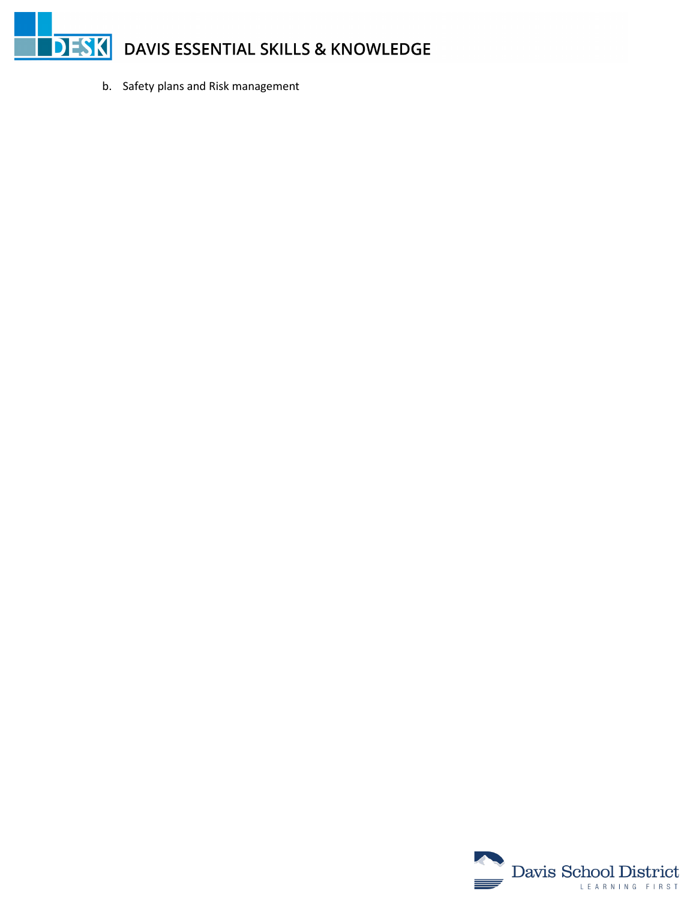b. Safety plans and Risk management